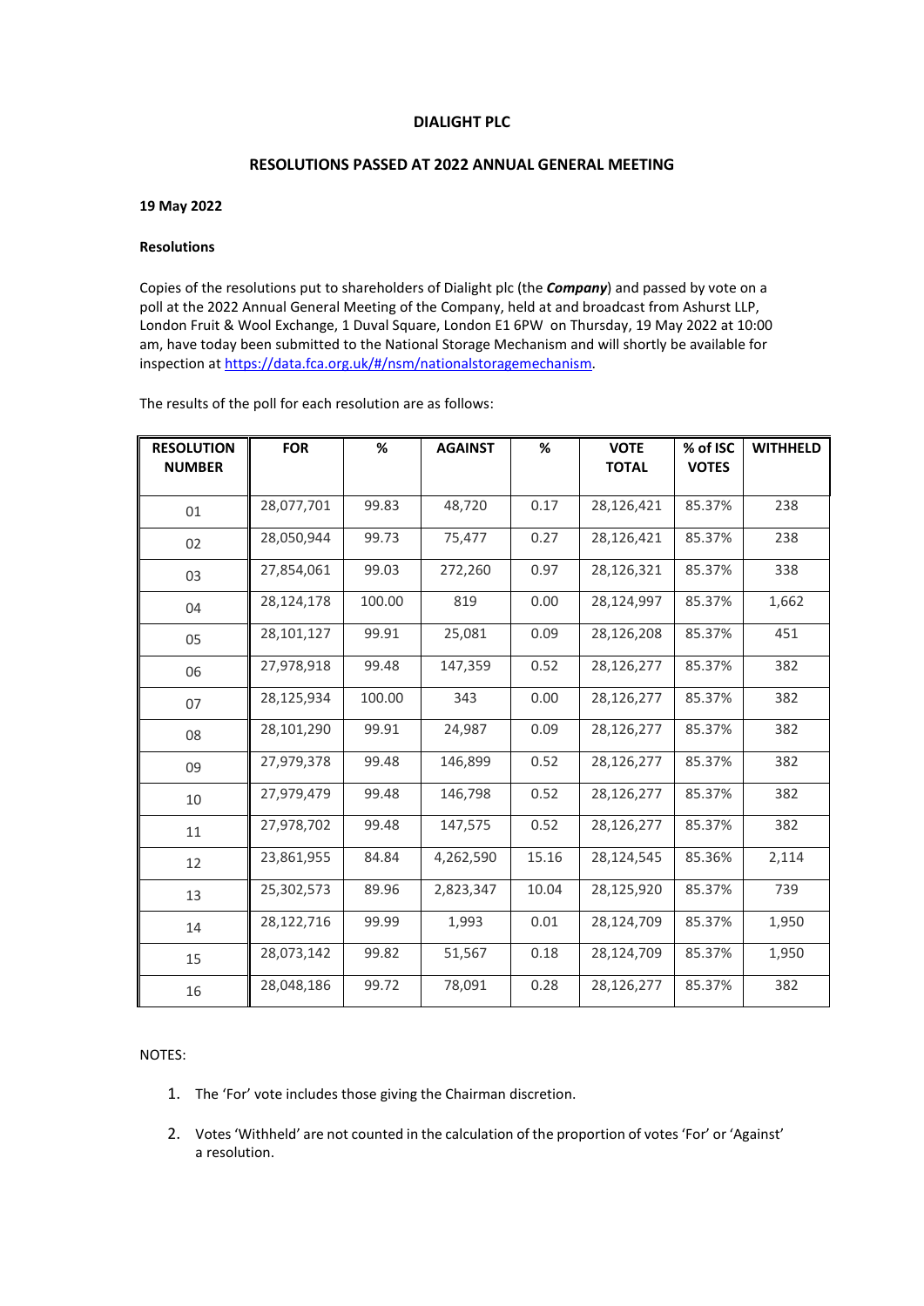**DIALIGHT PLC**

**RESOLUTIONS PASSED AT 2022 ANNUAL GENERAL MEETING**

**19 May 2022**

**Resolutions**

Copies of the resolutions put to shareholders of Dialight plc (the ***Company***) and passed by vote on a poll at the 2022 Annual General Meeting of the Company, held at and broadcast from Ashurst LLP, London Fruit & Wool Exchange, 1 Duval Square, London E1 6PW on Thursday, 19 May 2022 at 10:00 am, have today been submitted to the National Storage Mechanism and will shortly be available for inspection at https://data.fca.org.uk/#/nsm/nationalstoragemechanism.

The results of the poll for each resolution are as follows:

| RESOLUTION NUMBER | FOR | % | AGAINST | % | VOTE TOTAL | % of ISC VOTES | WITHHELD |
|---|---|---|---|---|---|---|---|
| 01 | 28,077,701 | 99.83 | 48,720 | 0.17 | 28,126,421 | 85.37% | 238 |
| 02 | 28,050,944 | 99.73 | 75,477 | 0.27 | 28,126,421 | 85.37% | 238 |
| 03 | 27,854,061 | 99.03 | 272,260 | 0.97 | 28,126,321 | 85.37% | 338 |
| 04 | 28,124,178 | 100.00 | 819 | 0.00 | 28,124,997 | 85.37% | 1,662 |
| 05 | 28,101,127 | 99.91 | 25,081 | 0.09 | 28,126,208 | 85.37% | 451 |
| 06 | 27,978,918 | 99.48 | 147,359 | 0.52 | 28,126,277 | 85.37% | 382 |
| 07 | 28,125,934 | 100.00 | 343 | 0.00 | 28,126,277 | 85.37% | 382 |
| 08 | 28,101,290 | 99.91 | 24,987 | 0.09 | 28,126,277 | 85.37% | 382 |
| 09 | 27,979,378 | 99.48 | 146,899 | 0.52 | 28,126,277 | 85.37% | 382 |
| 10 | 27,979,479 | 99.48 | 146,798 | 0.52 | 28,126,277 | 85.37% | 382 |
| 11 | 27,978,702 | 99.48 | 147,575 | 0.52 | 28,126,277 | 85.37% | 382 |
| 12 | 23,861,955 | 84.84 | 4,262,590 | 15.16 | 28,124,545 | 85.36% | 2,114 |
| 13 | 25,302,573 | 89.96 | 2,823,347 | 10.04 | 28,125,920 | 85.37% | 739 |
| 14 | 28,122,716 | 99.99 | 1,993 | 0.01 | 28,124,709 | 85.37% | 1,950 |
| 15 | 28,073,142 | 99.82 | 51,567 | 0.18 | 28,124,709 | 85.37% | 1,950 |
| 16 | 28,048,186 | 99.72 | 78,091 | 0.28 | 28,126,277 | 85.37% | 382 |

NOTES:

1. The 'For' vote includes those giving the Chairman discretion.
2. Votes 'Withheld' are not counted in the calculation of the proportion of votes 'For' or 'Against' a resolution.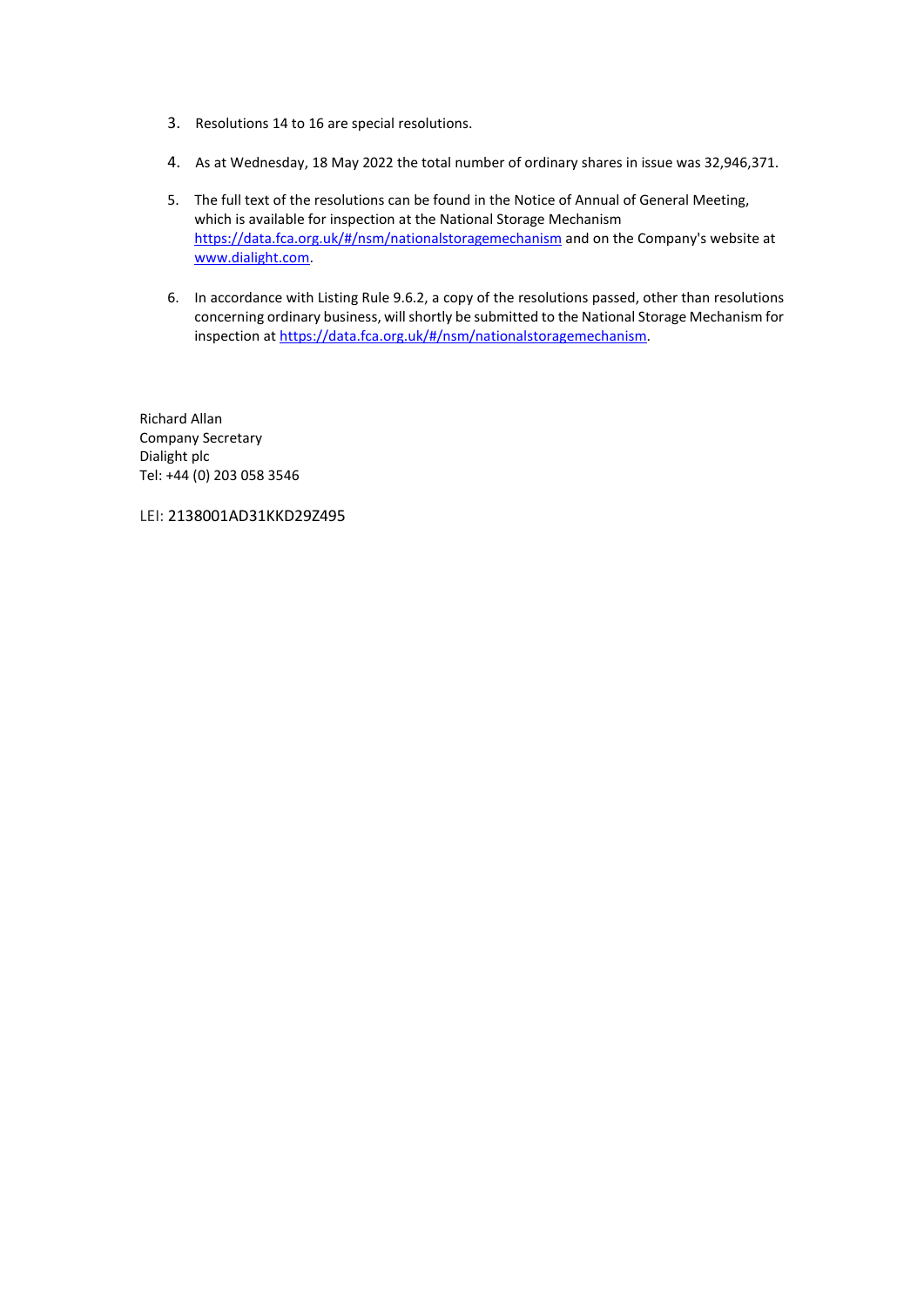3. Resolutions 14 to 16 are special resolutions.

4. As at Wednesday, 18 May 2022 the total number of ordinary shares in issue was 32,946,371.

5. The full text of the resolutions can be found in the Notice of Annual of General Meeting, which is available for inspection at the National Storage Mechanism https://data.fca.org.uk/#/nsm/nationalstoragemechanism and on the Company's website at www.dialight.com.

6. In accordance with Listing Rule 9.6.2, a copy of the resolutions passed, other than resolutions concerning ordinary business, will shortly be submitted to the National Storage Mechanism for inspection at https://data.fca.org.uk/#/nsm/nationalstoragemechanism.

Richard Allan
Company Secretary
Dialight plc
Tel: +44 (0) 203 058 3546

LEI: 2138001AD31KKD29Z495